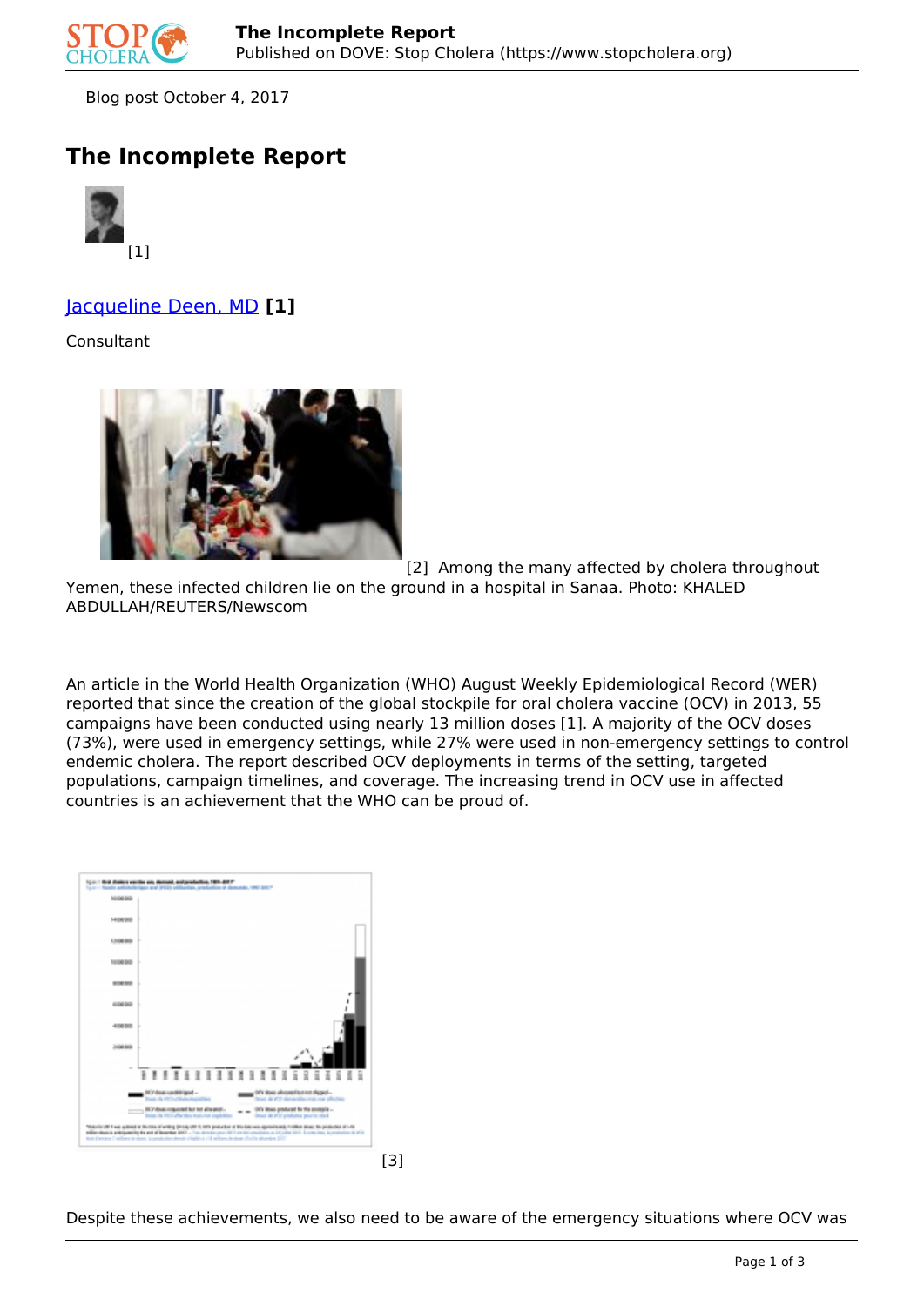Blog post October 4, 2017

# The Incomplete Report

[1]

[Jacqueline Deen, MD](#) **[1]**

Consultant

[2] Among the many affected by cholera throughout Yemen, these infected children lie on the ground in a hospital in Sanaa. Photo: KHALED ABDULLAH/REUTERS/Newscom

An article in the World Health Organization (WHO) August Weekly Epidemiological Record (WER) reported that since the creation of the global stockpile for oral cholera vaccine (OCV) in 2013, 55 campaigns have been conducted using nearly 13 million doses [1]. A majority of the OCV doses (73%), were used in emergency settings, while 27% were used in non-emergency settings to control endemic cholera. The report described OCV deployments in terms of the setting, targeted populations, campaign timelines, and coverage. The increasing trend in OCV use in affected countries is an achievement that the WHO can be proud of.

[3]

Despite these achievements, we also need to be aware of the emergency situations where OCV was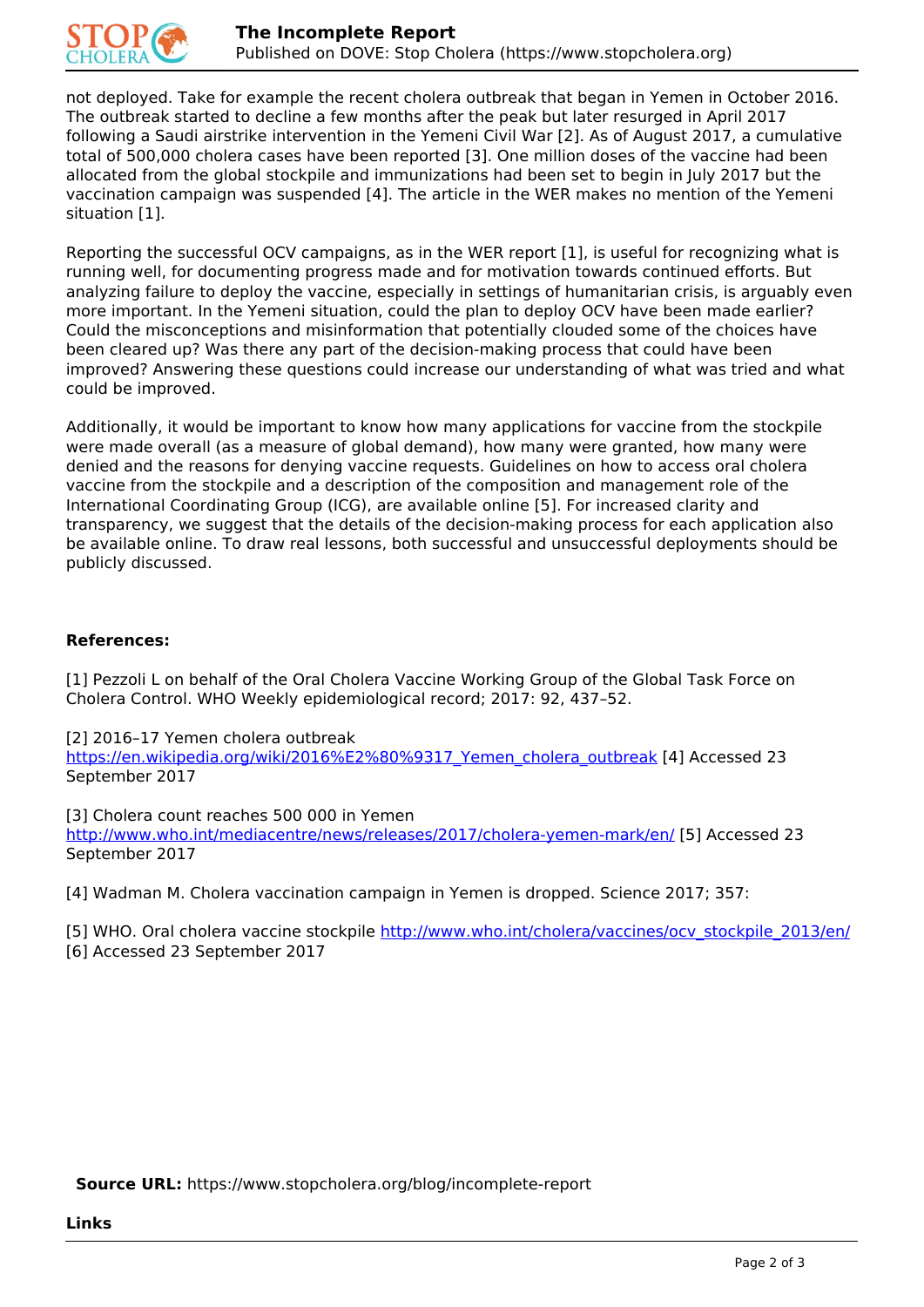not deployed. Take for example the recent cholera outbreak that began in Yemen in October 2016. The outbreak started to decline a few months after the peak but later resurged in April 2017 following a Saudi airstrike intervention in the Yemeni Civil War [2]. As of August 2017, a cumulative total of 500,000 cholera cases have been reported [3]. One million doses of the vaccine had been allocated from the global stockpile and immunizations had been set to begin in July 2017 but the vaccination campaign was suspended [4]. The article in the WER makes no mention of the Yemeni situation [1].

Reporting the successful OCV campaigns, as in the WER report [1], is useful for recognizing what is running well, for documenting progress made and for motivation towards continued efforts. But analyzing failure to deploy the vaccine, especially in settings of humanitarian crisis, is arguably even more important. In the Yemeni situation, could the plan to deploy OCV have been made earlier? Could the misconceptions and misinformation that potentially clouded some of the choices have been cleared up? Was there any part of the decision-making process that could have been improved? Answering these questions could increase our understanding of what was tried and what could be improved.

Additionally, it would be important to know how many applications for vaccine from the stockpile were made overall (as a measure of global demand), how many were granted, how many were denied and the reasons for denying vaccine requests. Guidelines on how to access oral cholera vaccine from the stockpile and a description of the composition and management role of the International Coordinating Group (ICG), are available online [5]. For increased clarity and transparency, we suggest that the details of the decision-making process for each application also be available online. To draw real lessons, both successful and unsuccessful deployments should be publicly discussed.

**References:**

[1] Pezzoli L on behalf of the Oral Cholera Vaccine Working Group of the Global Task Force on Cholera Control. WHO Weekly epidemiological record; 2017: 92, 437–52.

[2] 2016–17 Yemen cholera outbreak https://en.wikipedia.org/wiki/2016%E2%80%9317_Yemen_cholera_outbreak [4] Accessed 23 September 2017

[3] Cholera count reaches 500 000 in Yemen http://www.who.int/mediacentre/news/releases/2017/cholera-yemen-mark/en/ [5] Accessed 23 September 2017

[4] Wadman M. Cholera vaccination campaign in Yemen is dropped. Science 2017; 357:

[5] WHO. Oral cholera vaccine stockpile http://www.who.int/cholera/vaccines/ocv_stockpile_2013/en/ [6] Accessed 23 September 2017

**Source URL:** https://www.stopcholera.org/blog/incomplete-report

**Links**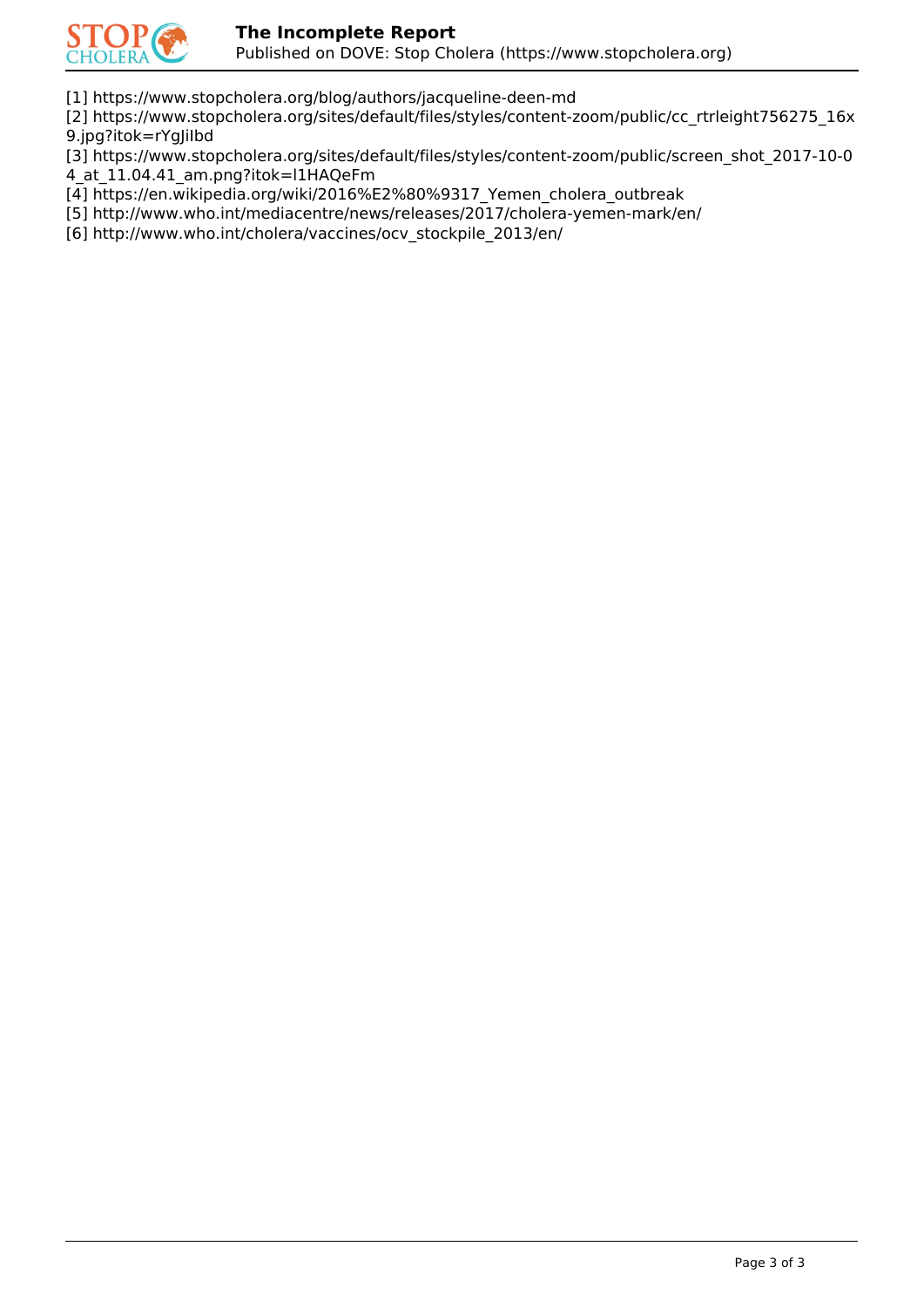[1] https://www.stopcholera.org/blog/authors/jacqueline-deen-md
[2] https://www.stopcholera.org/sites/default/files/styles/content-zoom/public/cc_rtrleight756275_16x9.jpg?itok=rYgJiIbd
[3] https://www.stopcholera.org/sites/default/files/styles/content-zoom/public/screen_shot_2017-10-04_at_11.04.41_am.png?itok=l1HAQeFm
[4] https://en.wikipedia.org/wiki/2016%E2%80%9317_Yemen_cholera_outbreak
[5] http://www.who.int/mediacentre/news/releases/2017/cholera-yemen-mark/en/
[6] http://www.who.int/cholera/vaccines/ocv_stockpile_2013/en/